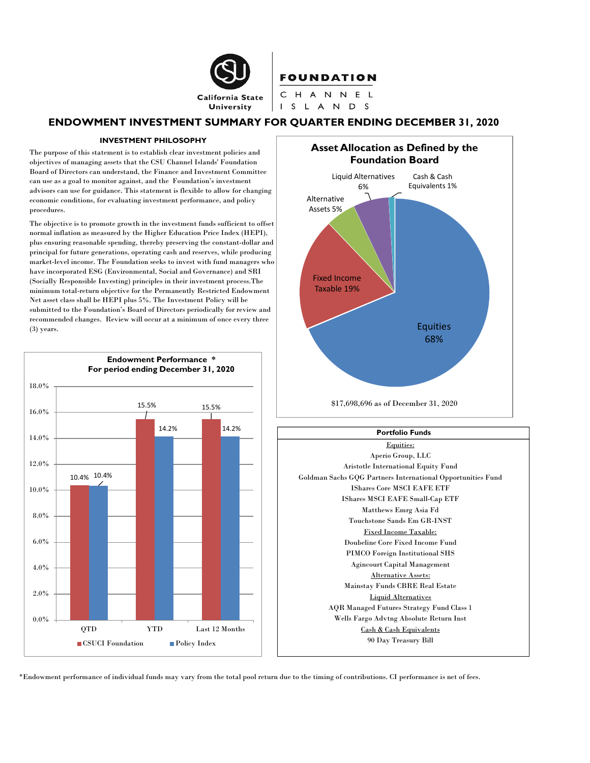**California State University**

**FOUNDATION**
CHANNEL ISLANDS

# ENDOWMENT INVESTMENT SUMMARY FOR QUARTER ENDING DECEMBER 31, 2020

### INVESTMENT PHILOSOPHY

The purpose of this statement is to establish clear investment policies and objectives of managing assets that the CSU Channel Islands' Foundation Board of Directors can understand, the Finance and Investment Committee can use as a goal to monitor against, and the Foundation's investment advisors can use for guidance. This statement is flexible to allow for changing economic conditions, for evaluating investment performance, and policy procedures.

The objective is to promote growth in the investment funds sufficient to offset normal inflation as measured by the Higher Education Price Index (HEPI), plus ensuring reasonable spending, thereby preserving the constant-dollar and principal for future generations, operating cash and reserves, while producing market-level income. The Foundation seeks to invest with fund managers who have incorporated ESG (Environmental, Social and Governance) and SRI (Socially Responsible Investing) principles in their investment process.The minimum total-return objective for the Permanently Restricted Endowment Net asset class shall be HEPI plus 5%. The Investment Policy will be submitted to the Foundation's Board of Directors periodically for review and recommended changes. Review will occur at a minimum of once every three (3) years.

**Endowment Performance \***
**For period ending December 31, 2020**

| | CSUCI Foundation | Policy Index |
|---|---|---|
| QTD | 10.4% | 10.4% |
| YTD | 15.5% | 14.2% |
| Last 12 Months | 15.5% | 14.2% |

**Asset Allocation as Defined by the Foundation Board**

| Asset Class | Allocation |
|---|---|
| Equities | 68% |
| Fixed Income Taxable | 19% |
| Alternative Assets | 5% |
| Liquid Alternatives | 6% |
| Cash & Cash Equivalents | 1% |

$17,698,696 as of December 31, 2020

| Portfolio Funds |
|---|
| Equities: |
| Aperio Group, LLC |
| Aristotle International Equity Fund |
| Goldman Sachs GQG Partners International Opportunities Fund |
| IShares Core MSCI EAFE ETF |
| IShares MSCI EAFE Small-Cap ETF |
| Matthews Emrg Asia Fd |
| Touchstone Sands Em GR-INST |
| Fixed Income Taxable: |
| Doubeline Core Fixed Income Fund |
| PIMCO Foreign Institutional SHS |
| Agincourt Capital Management |
| Alternative Assets: |
| Mainstay Funds CBRE Real Estate |
| Liquid Alternatives |
| AQR Managed Futures Strategy Fund Class 1 |
| Wells Fargo Advtng Absolute Return Inst |
| Cash & Cash Equivalents |
| 90 Day Treasury Bill |

\*Endowment performance of individual funds may vary from the total pool return due to the timing of contributions. CI performance is net of fees.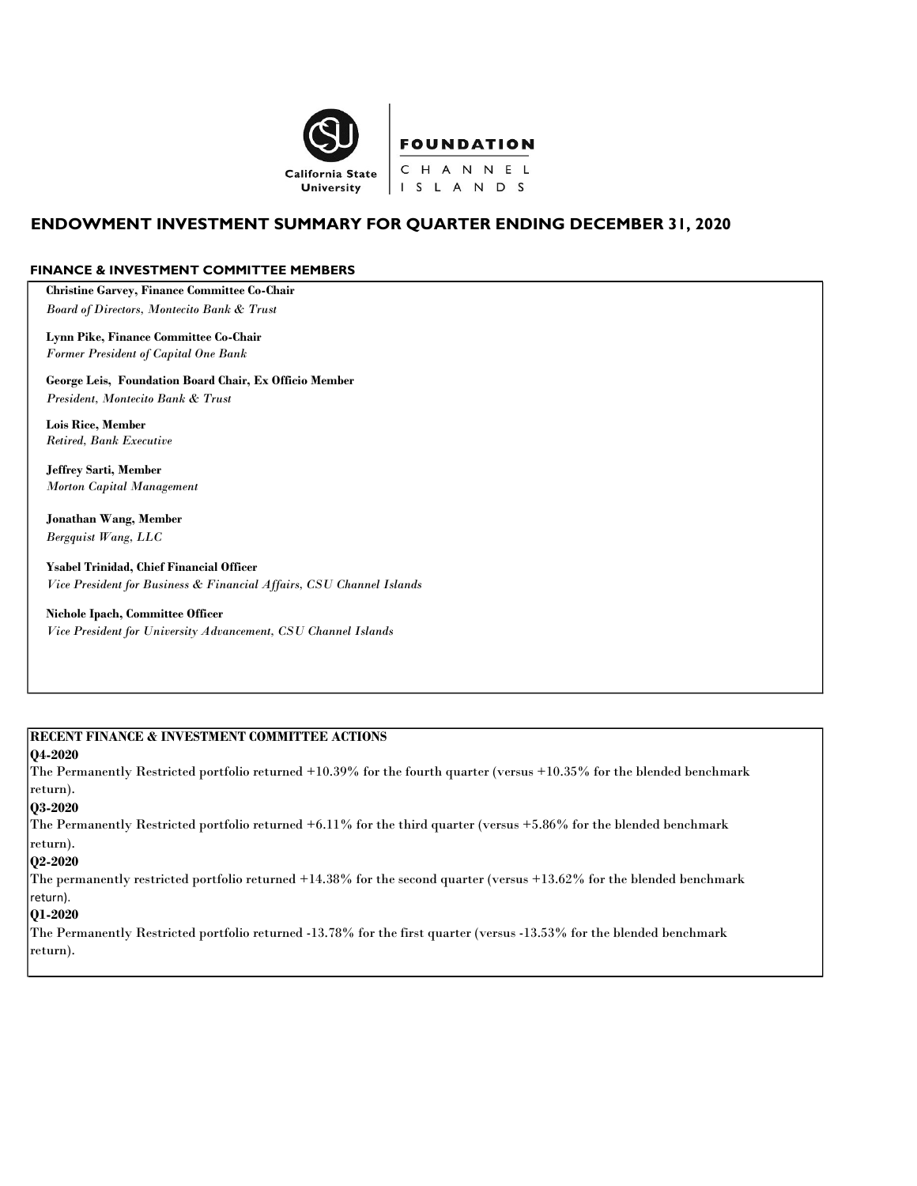California State University | FOUNDATION CHANNEL ISLANDS

# ENDOWMENT INVESTMENT SUMMARY FOR QUARTER ENDING DECEMBER 31, 2020

## FINANCE & INVESTMENT COMMITTEE MEMBERS

**Christine Garvey, Finance Committee Co-Chair**
*Board of Directors, Montecito Bank & Trust*

**Lynn Pike, Finance Committee Co-Chair**
*Former President of Capital One Bank*

**George Leis, Foundation Board Chair, Ex Officio Member**
*President, Montecito Bank & Trust*

**Lois Rice, Member**
*Retired, Bank Executive*

**Jeffrey Sarti, Member**
*Morton Capital Management*

**Jonathan Wang, Member**
*Bergquist Wang, LLC*

**Ysabel Trinidad, Chief Financial Officer**
*Vice President for Business & Financial Affairs, CSU Channel Islands*

**Nichole Ipach, Committee Officer**
*Vice President for University Advancement, CSU Channel Islands*

## RECENT FINANCE & INVESTMENT COMMITTEE ACTIONS

**Q4-2020**

The Permanently Restricted portfolio returned +10.39% for the fourth quarter (versus +10.35% for the blended benchmark return).

**Q3-2020**

The Permanently Restricted portfolio returned +6.11% for the third quarter (versus +5.86% for the blended benchmark return).

**Q2-2020**

The permanently restricted portfolio returned +14.38% for the second quarter (versus +13.62% for the blended benchmark return).

**Q1-2020**

The Permanently Restricted portfolio returned -13.78% for the first quarter (versus -13.53% for the blended benchmark return).